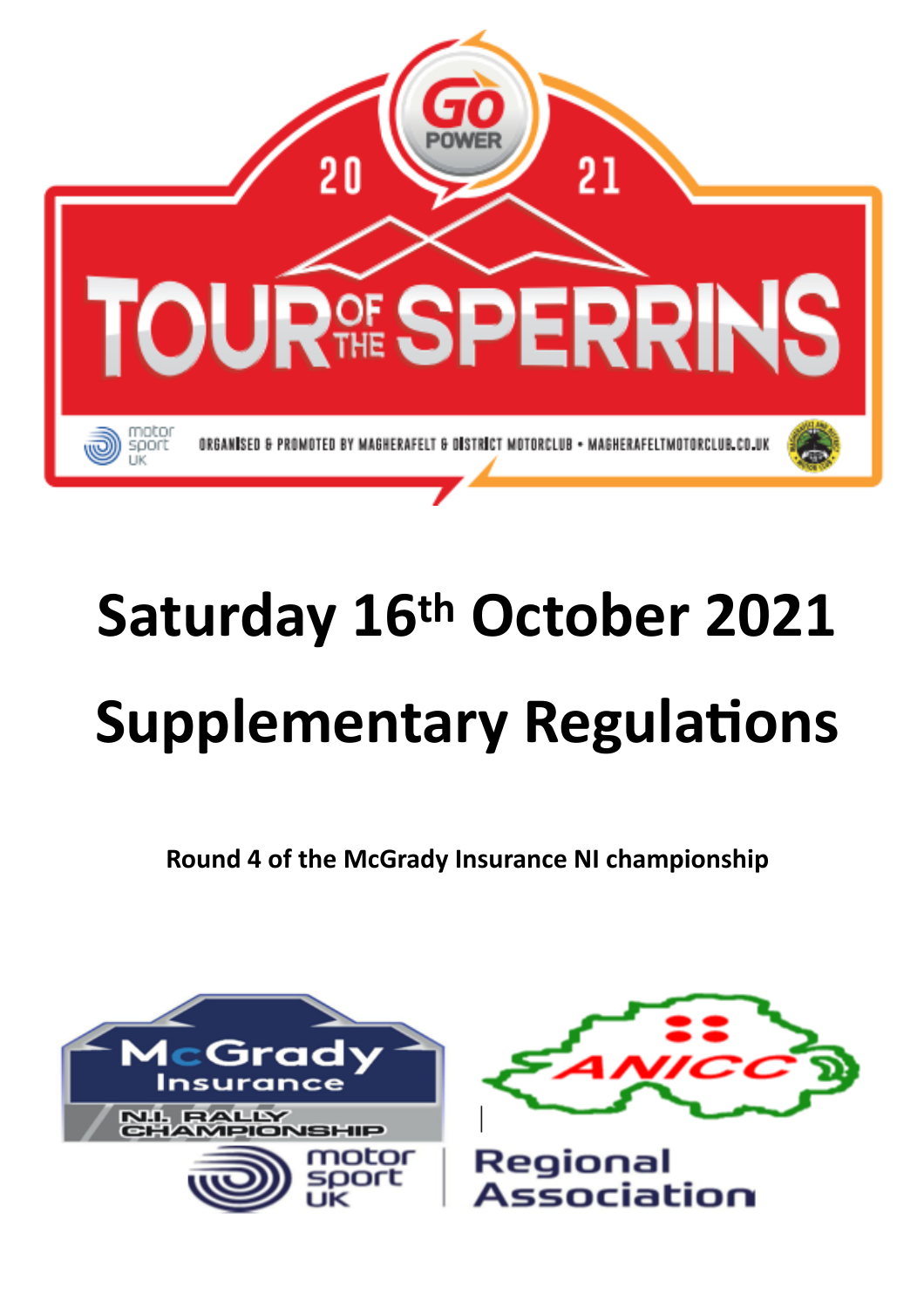# Saturday 16th October 2021

# Supplementary Regulations

**Round 4 of the McGrady Insurance NI championship**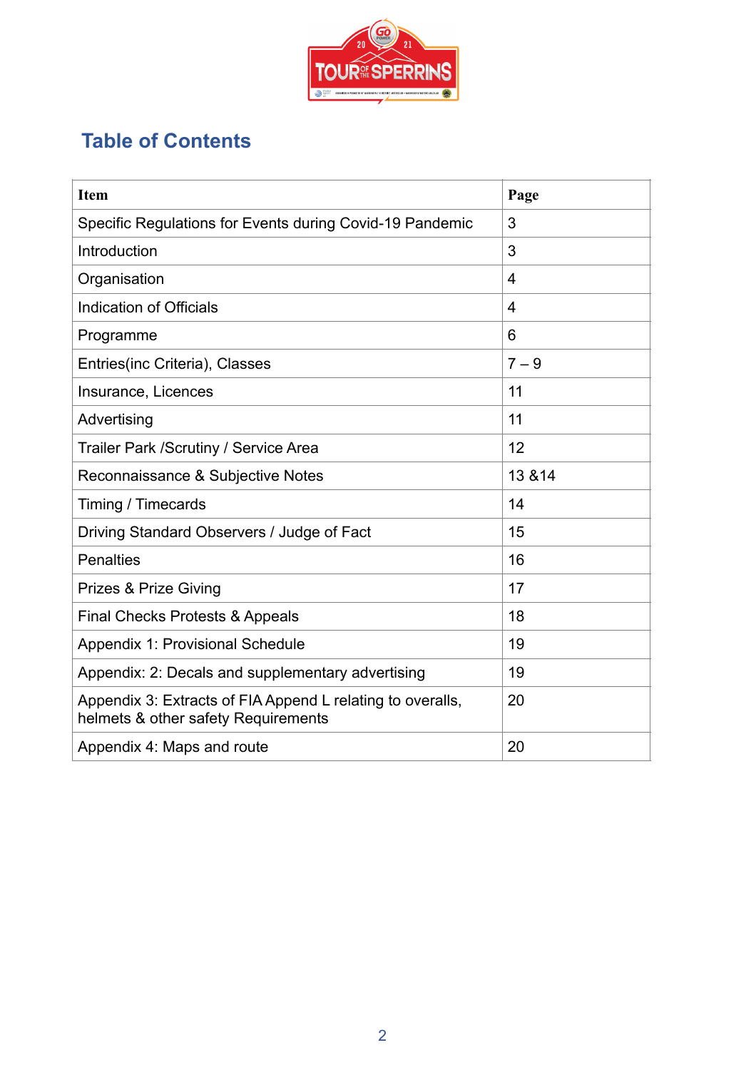# Table of Contents

| Item | Page |
|---|---|
| Specific Regulations for Events during Covid-19 Pandemic | 3 |
| Introduction | 3 |
| Organisation | 4 |
| Indication of Officials | 4 |
| Programme | 6 |
| Entries(inc Criteria), Classes | 7 – 9 |
| Insurance, Licences | 11 |
| Advertising | 11 |
| Trailer Park /Scrutiny / Service Area | 12 |
| Reconnaissance & Subjective Notes | 13 &14 |
| Timing / Timecards | 14 |
| Driving Standard Observers / Judge of Fact | 15 |
| Penalties | 16 |
| Prizes & Prize Giving | 17 |
| Final Checks Protests & Appeals | 18 |
| Appendix 1: Provisional Schedule | 19 |
| Appendix: 2: Decals and supplementary advertising | 19 |
| Appendix 3: Extracts of FIA Append L relating to overalls, helmets & other safety Requirements | 20 |
| Appendix 4: Maps and route | 20 |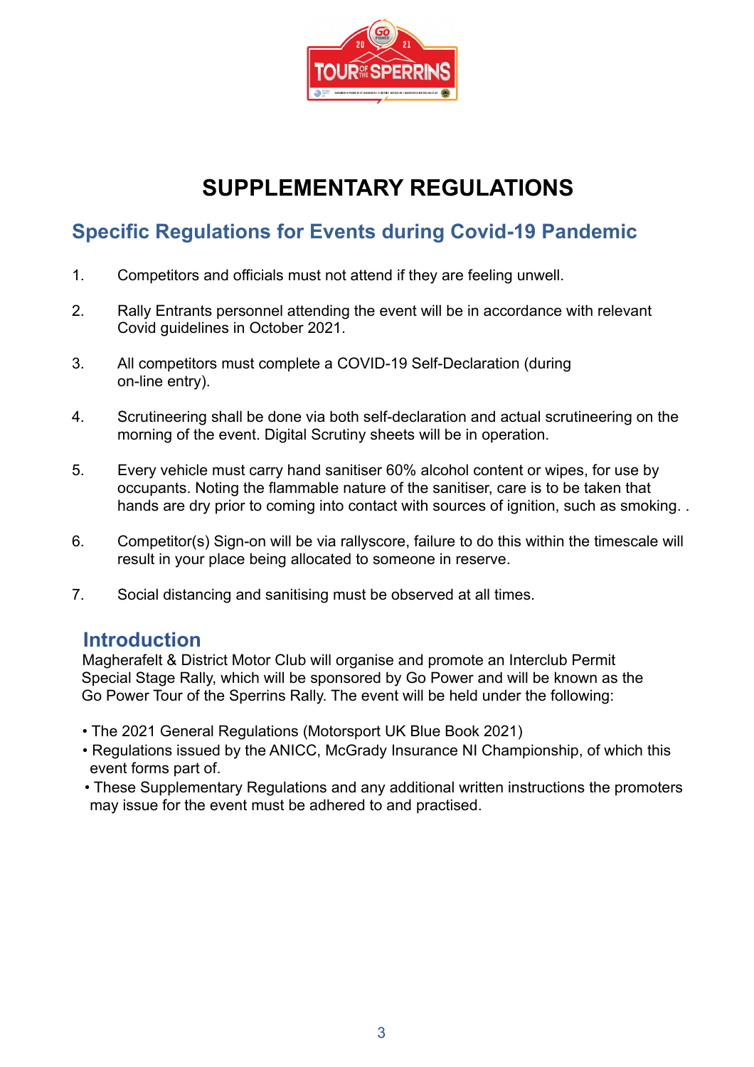# SUPPLEMENTARY REGULATIONS

## Specific Regulations for Events during Covid-19 Pandemic

1. Competitors and officials must not attend if they are feeling unwell.

2. Rally Entrants personnel attending the event will be in accordance with relevant Covid guidelines in October 2021.

3. All competitors must complete a COVID-19 Self-Declaration (during on-line entry).

4. Scrutineering shall be done via both self-declaration and actual scrutineering on the morning of the event. Digital Scrutiny sheets will be in operation.

5. Every vehicle must carry hand sanitiser 60% alcohol content or wipes, for use by occupants. Noting the flammable nature of the sanitiser, care is to be taken that hands are dry prior to coming into contact with sources of ignition, such as smoking. .

6. Competitor(s) Sign-on will be via rallyscore, failure to do this within the timescale will result in your place being allocated to someone in reserve.

7. Social distancing and sanitising must be observed at all times.

## Introduction

Magherafelt & District Motor Club will organise and promote an Interclub Permit Special Stage Rally, which will be sponsored by Go Power and will be known as the Go Power Tour of the Sperrins Rally. The event will be held under the following:

- The 2021 General Regulations (Motorsport UK Blue Book 2021)
- Regulations issued by the ANICC, McGrady Insurance NI Championship, of which this event forms part of.
- These Supplementary Regulations and any additional written instructions the promoters may issue for the event must be adhered to and practised.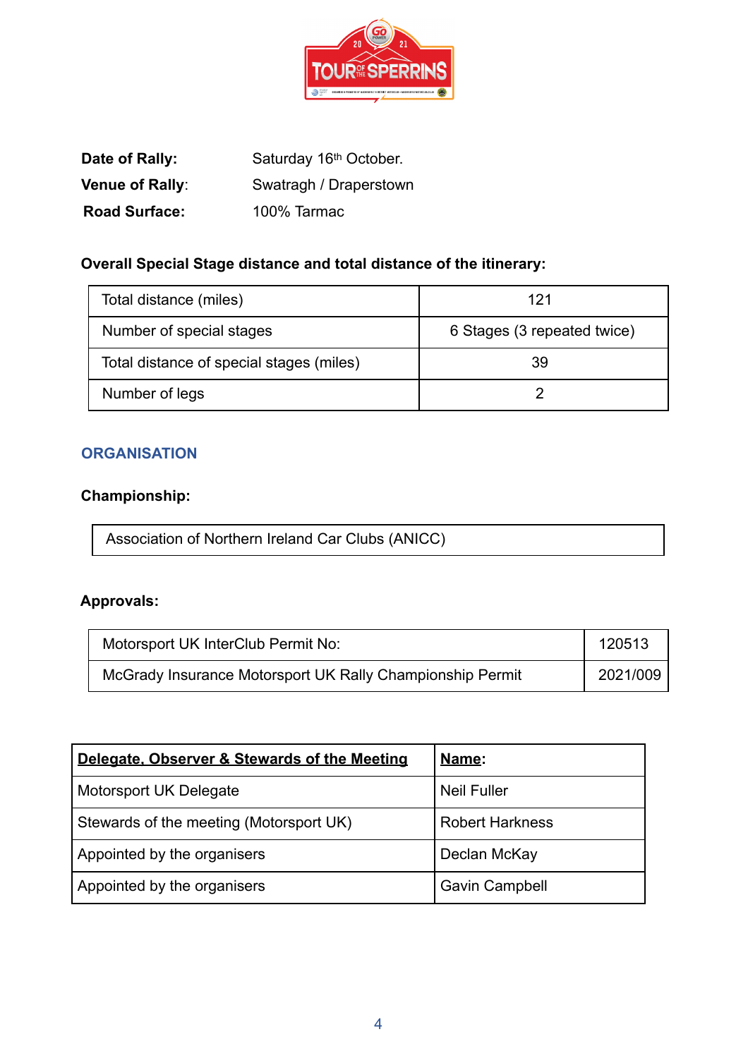**Date of Rally:** Saturday 16th October.

**Venue of Rally**: Swatragh / Draperstown

**Road Surface:** 100% Tarmac

**Overall Special Stage distance and total distance of the itinerary:**

| | |
|---|---|
| Total distance (miles) | 121 |
| Number of special stages | 6 Stages (3 repeated twice) |
| Total distance of special stages (miles) | 39 |
| Number of legs | 2 |

## ORGANISATION

**Championship:**

| |
|---|
| Association of Northern Ireland Car Clubs (ANICC) |

**Approvals:**

| | |
|---|---|
| Motorsport UK InterClub Permit No: | 120513 |
| McGrady Insurance Motorsport UK Rally Championship Permit | 2021/009 |

| **Delegate, Observer & Stewards of the Meeting** | **Name**: |
|---|---|
| Motorsport UK Delegate | Neil Fuller |
| Stewards of the meeting (Motorsport UK) | Robert Harkness |
| Appointed by the organisers | Declan McKay |
| Appointed by the organisers | Gavin Campbell |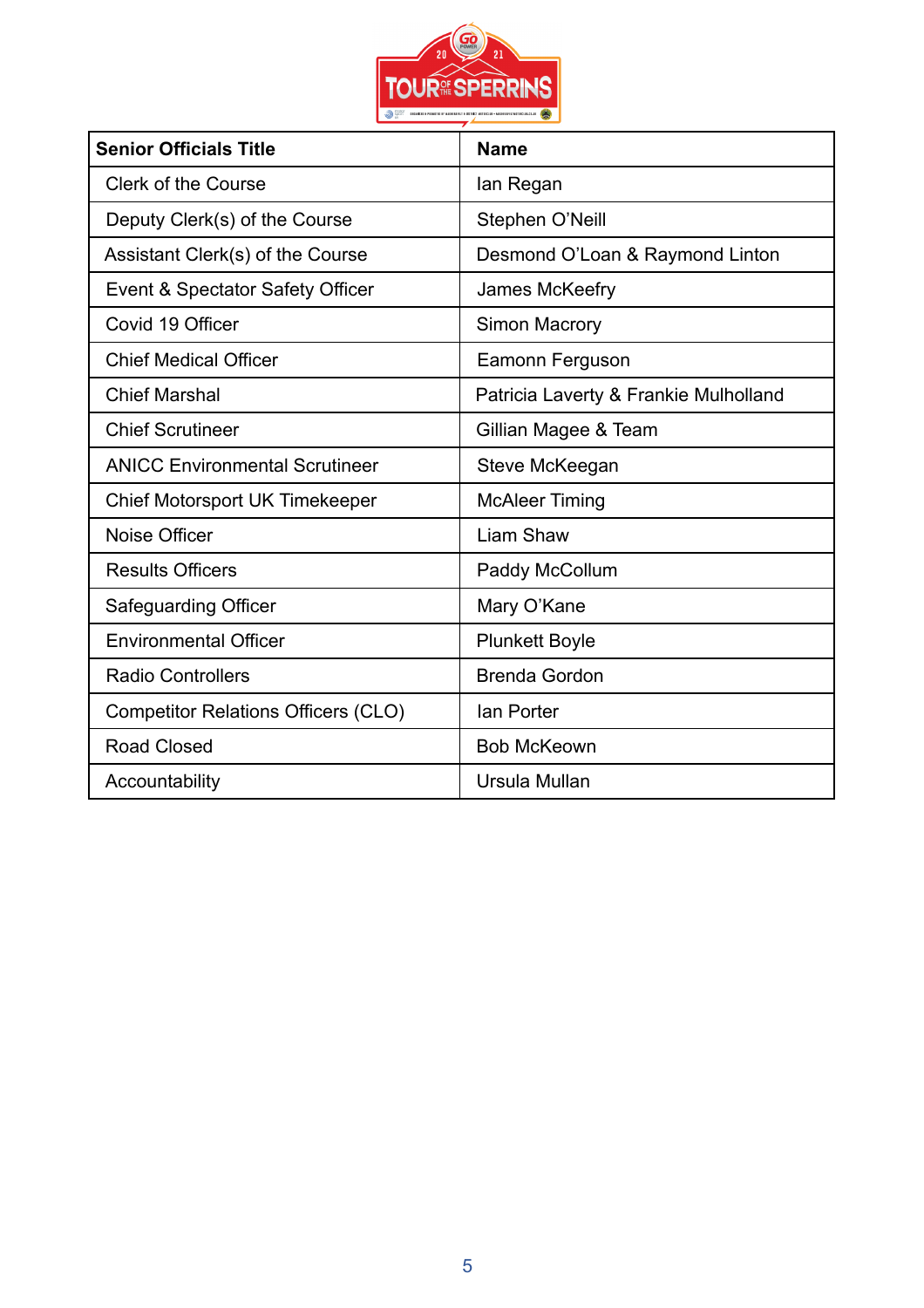| Senior Officials Title | Name |
| --- | --- |
| Clerk of the Course | Ian Regan |
| Deputy Clerk(s) of the Course | Stephen O'Neill |
| Assistant Clerk(s) of the Course | Desmond O'Loan & Raymond Linton |
| Event & Spectator Safety Officer | James McKeefry |
| Covid 19 Officer | Simon Macrory |
| Chief Medical Officer | Eamonn Ferguson |
| Chief Marshal | Patricia Laverty & Frankie Mulholland |
| Chief Scrutineer | Gillian Magee & Team |
| ANICC Environmental Scrutineer | Steve McKeegan |
| Chief Motorsport UK Timekeeper | McAleer Timing |
| Noise Officer | Liam Shaw |
| Results Officers | Paddy McCollum |
| Safeguarding Officer | Mary O'Kane |
| Environmental Officer | Plunkett Boyle |
| Radio Controllers | Brenda Gordon |
| Competitor Relations Officers (CLO) | Ian Porter |
| Road Closed | Bob McKeown |
| Accountability | Ursula Mullan |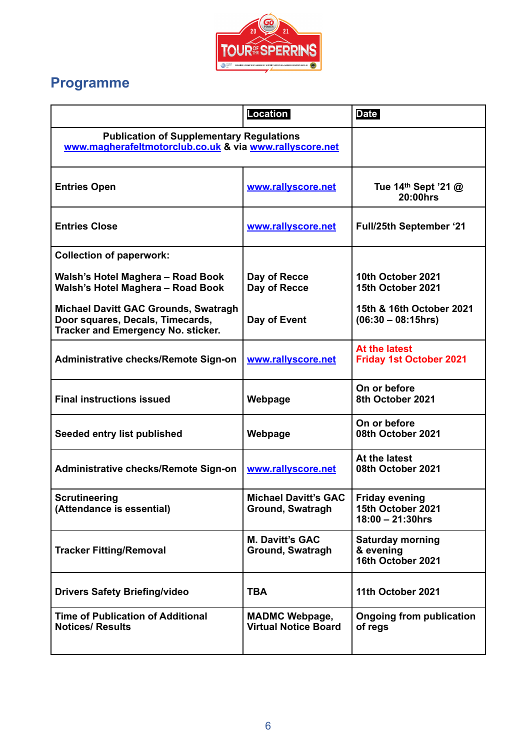## Programme

| | Location | Date |
|---|---|---|
| **Publication of Supplementary Regulations** www.magherafeltmotorclub.co.uk & via www.rallyscore.net | | |
| **Entries Open** | www.rallyscore.net | Tue 14th Sept '21 @ 20:00hrs |
| **Entries Close** | www.rallyscore.net | Full/25th September '21 |
| **Collection of paperwork:**<br><br>Walsh's Hotel Maghera – Road Book<br>Walsh's Hotel Maghera – Road Book<br><br>Michael Davitt GAC Grounds, Swatragh<br>Door squares, Decals, Timecards, Tracker and Emergency No. sticker. | <br><br>Day of Recce<br>Day of Recce<br><br><br>Day of Event | <br><br>10th October 2021<br>15th October 2021<br><br>15th & 16th October 2021<br>(06:30 – 08:15hrs) |
| **Administrative checks/Remote Sign-on** | www.rallyscore.net | At the latest Friday 1st October 2021 |
| **Final instructions issued** | Webpage | On or before 8th October 2021 |
| **Seeded entry list published** | Webpage | On or before 08th October 2021 |
| **Administrative checks/Remote Sign-on** | www.rallyscore.net | At the latest 08th October 2021 |
| **Scrutineering (Attendance is essential)** | Michael Davitt's GAC Ground, Swatragh | Friday evening 15th October 2021 18:00 – 21:30hrs |
| **Tracker Fitting/Removal** | M. Davitt's GAC Ground, Swatragh | Saturday morning & evening 16th October 2021 |
| **Drivers Safety Briefing/video** | TBA | 11th October 2021 |
| **Time of Publication of Additional Notices/ Results** | MADMC Webpage, Virtual Notice Board | Ongoing from publication of regs |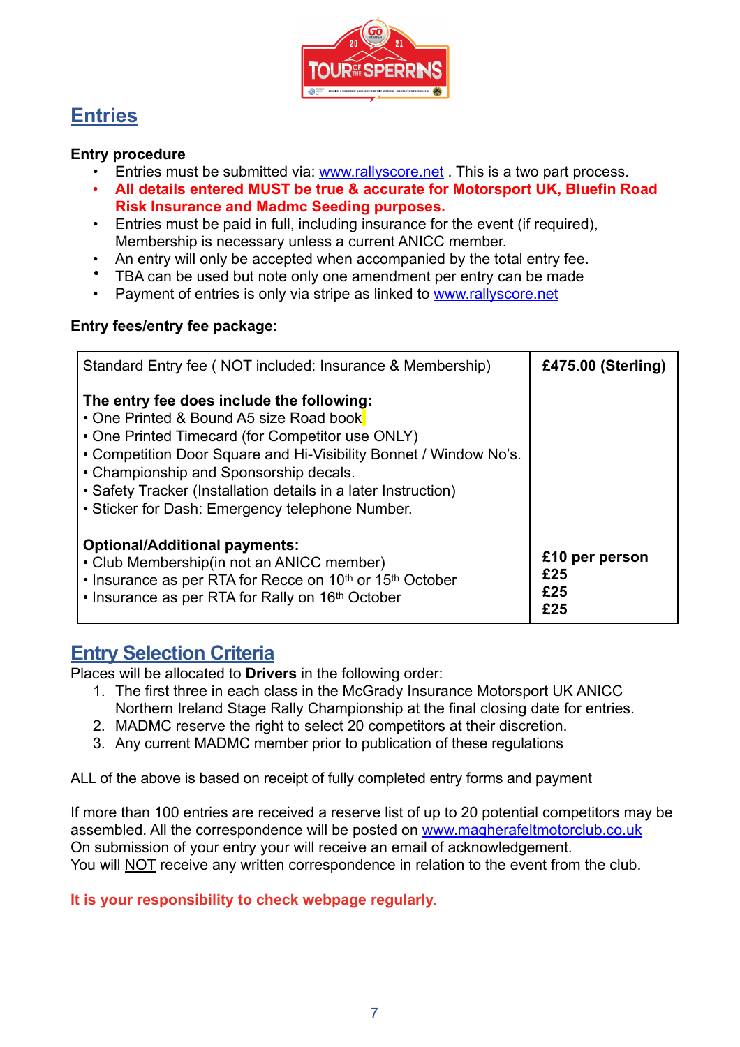## Entries

**Entry procedure**

- Entries must be submitted via: www.rallyscore.net . This is a two part process.
- **All details entered MUST be true & accurate for Motorsport UK, Bluefin Road Risk Insurance and Madmc Seeding purposes.**
- Entries must be paid in full, including insurance for the event (if required), Membership is necessary unless a current ANICC member.
- An entry will only be accepted when accompanied by the total entry fee.
- TBA can be used but note only one amendment per entry can be made
- Payment of entries is only via stripe as linked to www.rallyscore.net

**Entry fees/entry fee package:**

| Standard Entry fee ( NOT included: Insurance & Membership) | **£475.00 (Sterling)** |
|---|---|
| **The entry fee does include the following:**<br>• One Printed & Bound A5 size Road book<br>• One Printed Timecard (for Competitor use ONLY)<br>• Competition Door Square and Hi-Visibility Bonnet / Window No's.<br>• Championship and Sponsorship decals.<br>• Safety Tracker (Installation details in a later Instruction)<br>• Sticker for Dash: Emergency telephone Number. | |
| **Optional/Additional payments:** | |
| • Club Membership(in not an ANICC member) | **£10 per person** |
| • Insurance as per RTA for Recce on 10th or 15th October | **£25** |
| • Insurance as per RTA for Rally on 16th October | **£25** |
| | **£25** |

## Entry Selection Criteria

Places will be allocated to **Drivers** in the following order:

1. The first three in each class in the McGrady Insurance Motorsport UK ANICC Northern Ireland Stage Rally Championship at the final closing date for entries.
2. MADMC reserve the right to select 20 competitors at their discretion.
3. Any current MADMC member prior to publication of these regulations

ALL of the above is based on receipt of fully completed entry forms and payment

If more than 100 entries are received a reserve list of up to 20 potential competitors may be assembled. All the correspondence will be posted on www.magherafeltmotorclub.co.uk
On submission of your entry your will receive an email of acknowledgement.
You will NOT receive any written correspondence in relation to the event from the club.

**It is your responsibility to check webpage regularly.**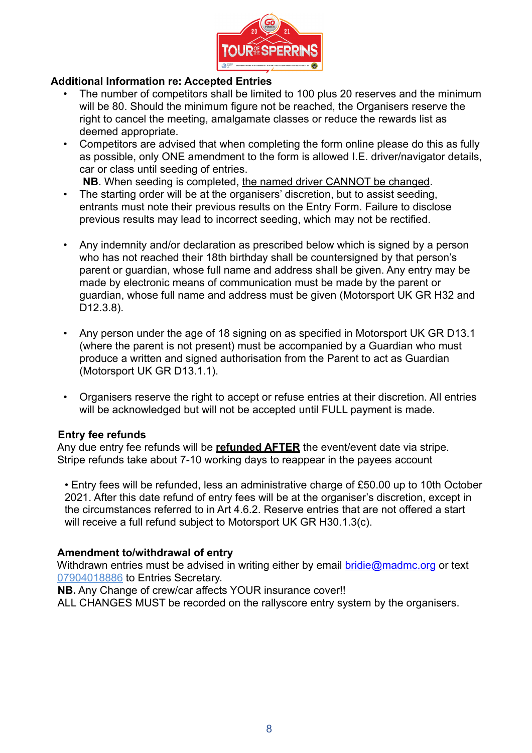## Additional Information re: Accepted Entries

- The number of competitors shall be limited to 100 plus 20 reserves and the minimum will be 80. Should the minimum figure not be reached, the Organisers reserve the right to cancel the meeting, amalgamate classes or reduce the rewards list as deemed appropriate.
- Competitors are advised that when completing the form online please do this as fully as possible, only ONE amendment to the form is allowed I.E. driver/navigator details, car or class until seeding of entries.
  **NB**. When seeding is completed, <u>the named driver CANNOT be changed</u>.
- The starting order will be at the organisers' discretion, but to assist seeding, entrants must note their previous results on the Entry Form. Failure to disclose previous results may lead to incorrect seeding, which may not be rectified.
- Any indemnity and/or declaration as prescribed below which is signed by a person who has not reached their 18th birthday shall be countersigned by that person's parent or guardian, whose full name and address shall be given. Any entry may be made by electronic means of communication must be made by the parent or guardian, whose full name and address must be given (Motorsport UK GR H32 and D12.3.8).
- Any person under the age of 18 signing on as specified in Motorsport UK GR D13.1 (where the parent is not present) must be accompanied by a Guardian who must produce a written and signed authorisation from the Parent to act as Guardian (Motorsport UK GR D13.1.1).
- Organisers reserve the right to accept or refuse entries at their discretion. All entries will be acknowledged but will not be accepted until FULL payment is made.

### Entry fee refunds

Any due entry fee refunds will be **<u>refunded AFTER</u>** the event/event date via stripe. Stripe refunds take about 7-10 working days to reappear in the payees account

• Entry fees will be refunded, less an administrative charge of £50.00 up to 10th October 2021. After this date refund of entry fees will be at the organiser's discretion, except in the circumstances referred to in Art 4.6.2. Reserve entries that are not offered a start will receive a full refund subject to Motorsport UK GR H30.1.3(c).

### Amendment to/withdrawal of entry

Withdrawn entries must be advised in writing either by email bridie@madmc.org or text 07904018886 to Entries Secretary.
**NB.** Any Change of crew/car affects YOUR insurance cover!!
ALL CHANGES MUST be recorded on the rallyscore entry system by the organisers.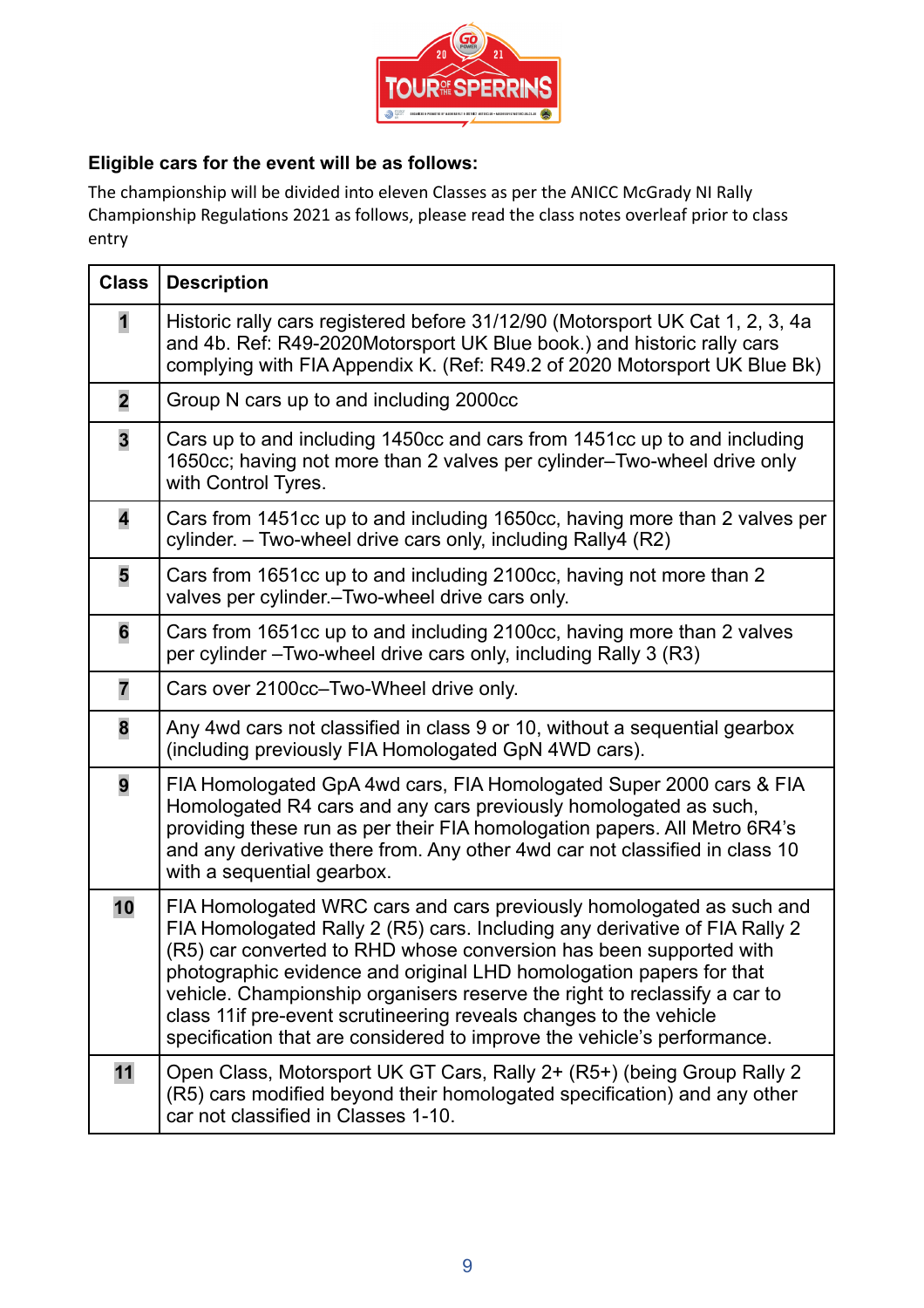**Eligible cars for the event will be as follows:**

The championship will be divided into eleven Classes as per the ANICC McGrady NI Rally Championship Regulations 2021 as follows, please read the class notes overleaf prior to class entry

| Class | Description |
|---|---|
| **1** | Historic rally cars registered before 31/12/90 (Motorsport UK Cat 1, 2, 3, 4a and 4b. Ref: R49-2020Motorsport UK Blue book.) and historic rally cars complying with FIA Appendix K. (Ref: R49.2 of 2020 Motorsport UK Blue Bk) |
| **2** | Group N cars up to and including 2000cc |
| **3** | Cars up to and including 1450cc and cars from 1451cc up to and including 1650cc; having not more than 2 valves per cylinder–Two-wheel drive only with Control Tyres. |
| **4** | Cars from 1451cc up to and including 1650cc, having more than 2 valves per cylinder. – Two-wheel drive cars only, including Rally4 (R2) |
| **5** | Cars from 1651cc up to and including 2100cc, having not more than 2 valves per cylinder.–Two-wheel drive cars only. |
| **6** | Cars from 1651cc up to and including 2100cc, having more than 2 valves per cylinder –Two-wheel drive cars only, including Rally 3 (R3) |
| **7** | Cars over 2100cc–Two-Wheel drive only. |
| **8** | Any 4wd cars not classified in class 9 or 10, without a sequential gearbox (including previously FIA Homologated GpN 4WD cars). |
| **9** | FIA Homologated GpA 4wd cars, FIA Homologated Super 2000 cars & FIA Homologated R4 cars and any cars previously homologated as such, providing these run as per their FIA homologation papers. All Metro 6R4's and any derivative there from. Any other 4wd car not classified in class 10 with a sequential gearbox. |
| **10** | FIA Homologated WRC cars and cars previously homologated as such and FIA Homologated Rally 2 (R5) cars. Including any derivative of FIA Rally 2 (R5) car converted to RHD whose conversion has been supported with photographic evidence and original LHD homologation papers for that vehicle. Championship organisers reserve the right to reclassify a car to class 11if pre-event scrutineering reveals changes to the vehicle specification that are considered to improve the vehicle's performance. |
| **11** | Open Class, Motorsport UK GT Cars, Rally 2+ (R5+) (being Group Rally 2 (R5) cars modified beyond their homologated specification) and any other car not classified in Classes 1-10. |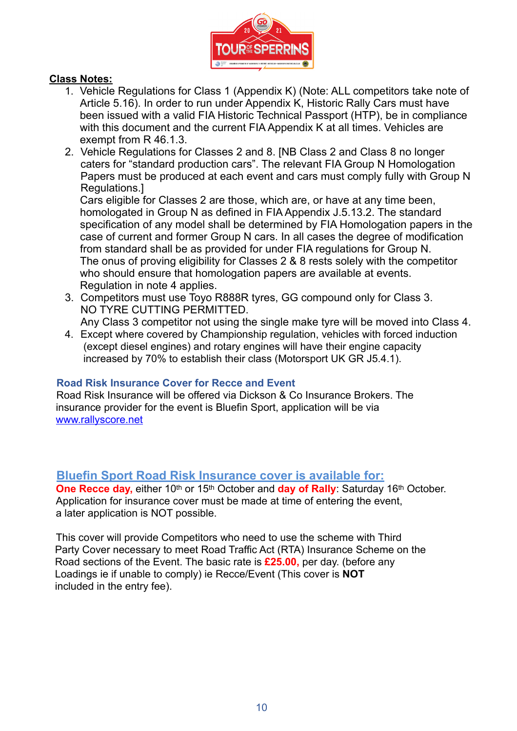**Class Notes:**

1. Vehicle Regulations for Class 1 (Appendix K) (Note: ALL competitors take note of Article 5.16). In order to run under Appendix K, Historic Rally Cars must have been issued with a valid FIA Historic Technical Passport (HTP), be in compliance with this document and the current FIA Appendix K at all times. Vehicles are exempt from R 46.1.3.
2. Vehicle Regulations for Classes 2 and 8. [NB Class 2 and Class 8 no longer caters for "standard production cars". The relevant FIA Group N Homologation Papers must be produced at each event and cars must comply fully with Group N Regulations.]
   Cars eligible for Classes 2 are those, which are, or have at any time been, homologated in Group N as defined in FIA Appendix J.5.13.2. The standard specification of any model shall be determined by FIA Homologation papers in the case of current and former Group N cars. In all cases the degree of modification from standard shall be as provided for under FIA regulations for Group N.
   The onus of proving eligibility for Classes 2 & 8 rests solely with the competitor who should ensure that homologation papers are available at events.
   Regulation in note 4 applies.
3. Competitors must use Toyo R888R tyres, GG compound only for Class 3.
   NO TYRE CUTTING PERMITTED.
   Any Class 3 competitor not using the single make tyre will be moved into Class 4.
4. Except where covered by Championship regulation, vehicles with forced induction (except diesel engines) and rotary engines will have their engine capacity increased by 70% to establish their class (Motorsport UK GR J5.4.1).

**Road Risk Insurance Cover for Recce and Event**

Road Risk Insurance will be offered via Dickson & Co Insurance Brokers. The insurance provider for the event is Bluefin Sport, application will be via [www.rallyscore.net](www.rallyscore.net)

## Bluefin Sport Road Risk Insurance cover is available for:

**One Recce day,** either 10th or 15th October and **day of Rally**: Saturday 16th October.
Application for insurance cover must be made at time of entering the event, a later application is NOT possible.

This cover will provide Competitors who need to use the scheme with Third Party Cover necessary to meet Road Traffic Act (RTA) Insurance Scheme on the Road sections of the Event. The basic rate is **£25.00,** per day. (before any Loadings ie if unable to comply) ie Recce/Event (This cover is **NOT** included in the entry fee).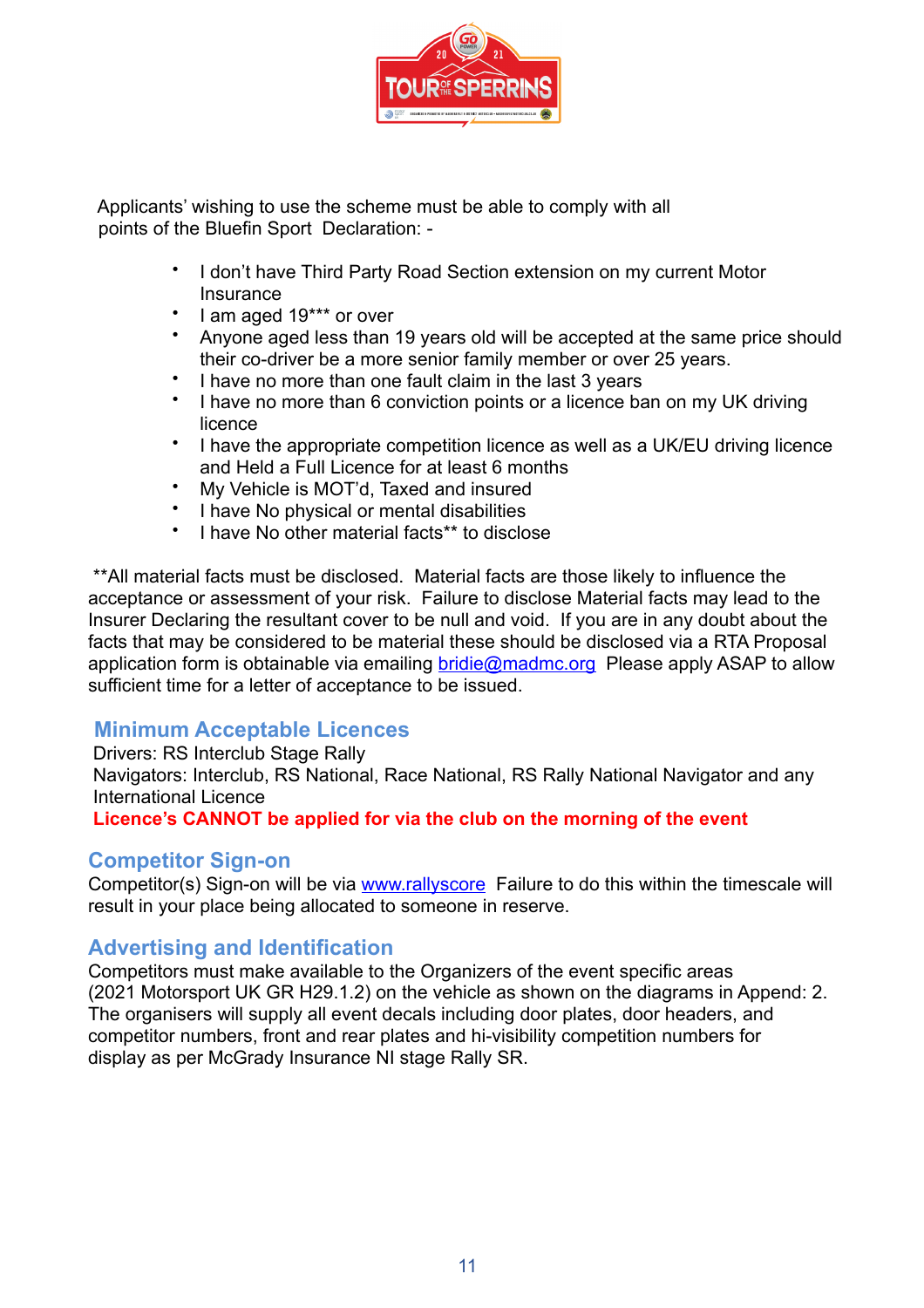Applicants' wishing to use the scheme must be able to comply with all points of the Bluefin Sport Declaration: -

- I don't have Third Party Road Section extension on my current Motor Insurance
- I am aged 19*** or over
- Anyone aged less than 19 years old will be accepted at the same price should their co-driver be a more senior family member or over 25 years.
- I have no more than one fault claim in the last 3 years
- I have no more than 6 conviction points or a licence ban on my UK driving licence
- I have the appropriate competition licence as well as a UK/EU driving licence and Held a Full Licence for at least 6 months
- My Vehicle is MOT'd, Taxed and insured
- I have No physical or mental disabilities
- I have No other material facts** to disclose

**All material facts must be disclosed. Material facts are those likely to influence the acceptance or assessment of your risk. Failure to disclose Material facts may lead to the Insurer Declaring the resultant cover to be null and void. If you are in any doubt about the facts that may be considered to be material these should be disclosed via a RTA Proposal application form is obtainable via emailing [bridie@madmc.org](mailto:bridie@madmc.org) Please apply ASAP to allow sufficient time for a letter of acceptance to be issued.

## Minimum Acceptable Licences

Drivers: RS Interclub Stage Rally
Navigators: Interclub, RS National, Race National, RS Rally National Navigator and any International Licence
**Licence's CANNOT be applied for via the club on the morning of the event**

## Competitor Sign-on

Competitor(s) Sign-on will be via [www.rallyscore](http://www.rallyscore) Failure to do this within the timescale will result in your place being allocated to someone in reserve.

## Advertising and Identification

Competitors must make available to the Organizers of the event specific areas (2021 Motorsport UK GR H29.1.2) on the vehicle as shown on the diagrams in Append: 2. The organisers will supply all event decals including door plates, door headers, and competitor numbers, front and rear plates and hi-visibility competition numbers for display as per McGrady Insurance NI stage Rally SR.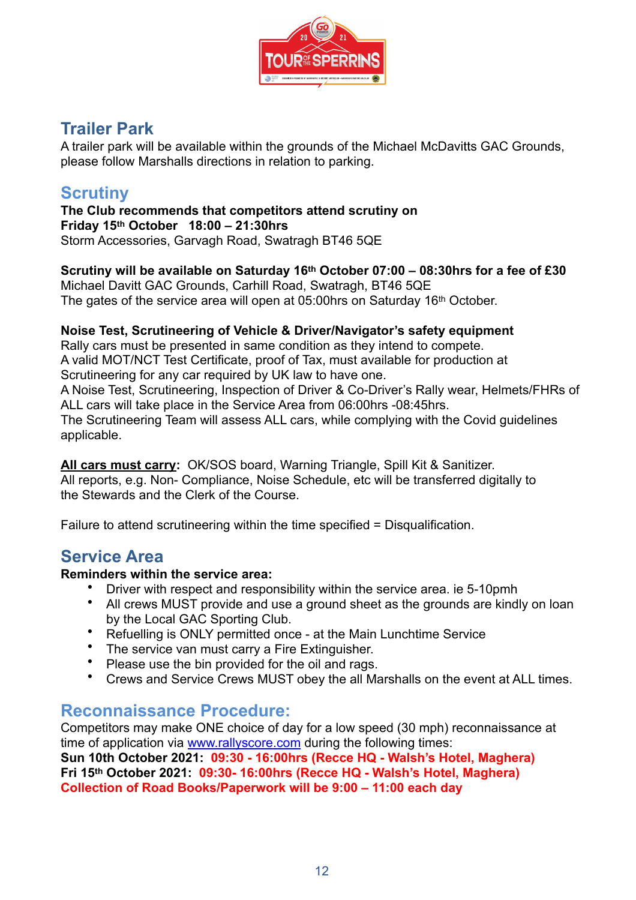## Trailer Park

A trailer park will be available within the grounds of the Michael McDavitts GAC Grounds, please follow Marshalls directions in relation to parking.

## Scrutiny

**The Club recommends that competitors attend scrutiny on**
**Friday 15th October 18:00 – 21:30hrs**
Storm Accessories, Garvagh Road, Swatragh BT46 5QE

**Scrutiny will be available on Saturday 16th October 07:00 – 08:30hrs for a fee of £30**
Michael Davitt GAC Grounds, Carhill Road, Swatragh, BT46 5QE
The gates of the service area will open at 05:00hrs on Saturday 16th October.

**Noise Test, Scrutineering of Vehicle & Driver/Navigator's safety equipment**
Rally cars must be presented in same condition as they intend to compete.
A valid MOT/NCT Test Certificate, proof of Tax, must available for production at Scrutineering for any car required by UK law to have one.
A Noise Test, Scrutineering, Inspection of Driver & Co-Driver's Rally wear, Helmets/FHRs of ALL cars will take place in the Service Area from 06:00hrs -08:45hrs.
The Scrutineering Team will assess ALL cars, while complying with the Covid guidelines applicable.

**All cars must carry:** OK/SOS board, Warning Triangle, Spill Kit & Sanitizer.
All reports, e.g. Non- Compliance, Noise Schedule, etc will be transferred digitally to the Stewards and the Clerk of the Course.

Failure to attend scrutineering within the time specified = Disqualification.

## Service Area

**Reminders within the service area:**

- Driver with respect and responsibility within the service area. ie 5-10pmh
- All crews MUST provide and use a ground sheet as the grounds are kindly on loan by the Local GAC Sporting Club.
- Refuelling is ONLY permitted once - at the Main Lunchtime Service
- The service van must carry a Fire Extinguisher.
- Please use the bin provided for the oil and rags.
- Crews and Service Crews MUST obey the all Marshalls on the event at ALL times.

## Reconnaissance Procedure:

Competitors may make ONE choice of day for a low speed (30 mph) reconnaissance at time of application via www.rallyscore.com during the following times:
**Sun 10th October 2021: 09:30 - 16:00hrs (Recce HQ - Walsh's Hotel, Maghera)**
**Fri 15th October 2021: 09:30- 16:00hrs (Recce HQ - Walsh's Hotel, Maghera)**
**Collection of Road Books/Paperwork will be 9:00 – 11:00 each day**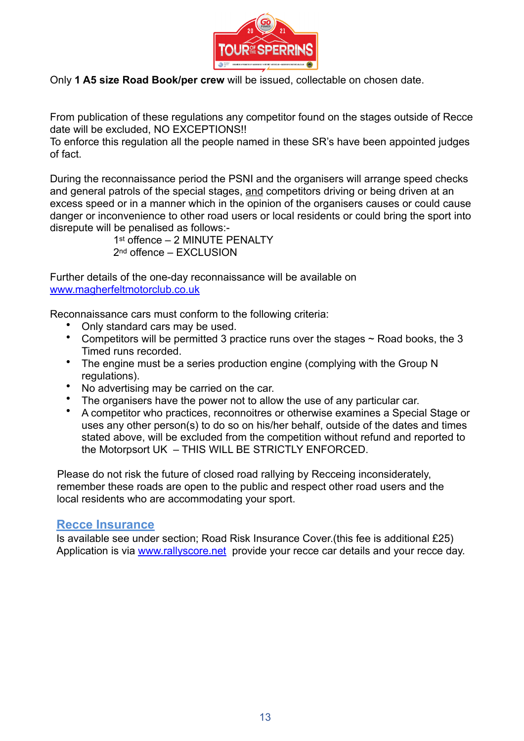Only **1 A5 size Road Book/per crew** will be issued, collectable on chosen date.

From publication of these regulations any competitor found on the stages outside of Recce date will be excluded, NO EXCEPTIONS!!
To enforce this regulation all the people named in these SR's have been appointed judges of fact.

During the reconnaissance period the PSNI and the organisers will arrange speed checks and general patrols of the special stages, and competitors driving or being driven at an excess speed or in a manner which in the opinion of the organisers causes or could cause danger or inconvenience to other road users or local residents or could bring the sport into disrepute will be penalised as follows:-

1st offence – 2 MINUTE PENALTY
2nd offence – EXCLUSION

Further details of the one-day reconnaissance will be available on [www.magherfeltmotorclub.co.uk](http://www.magherfeltmotorclub.co.uk)

Reconnaissance cars must conform to the following criteria:

- Only standard cars may be used.
- Competitors will be permitted 3 practice runs over the stages ~ Road books, the 3 Timed runs recorded.
- The engine must be a series production engine (complying with the Group N regulations).
- No advertising may be carried on the car.
- The organisers have the power not to allow the use of any particular car.
- A competitor who practices, reconnoitres or otherwise examines a Special Stage or uses any other person(s) to do so on his/her behalf, outside of the dates and times stated above, will be excluded from the competition without refund and reported to the Motorpsort UK – THIS WILL BE STRICTLY ENFORCED.

Please do not risk the future of closed road rallying by Recceing inconsiderately, remember these roads are open to the public and respect other road users and the local residents who are accommodating your sport.

## Recce Insurance

Is available see under section; Road Risk Insurance Cover.(this fee is additional £25)
Application is via [www.rallyscore.net](http://www.rallyscore.net) provide your recce car details and your recce day.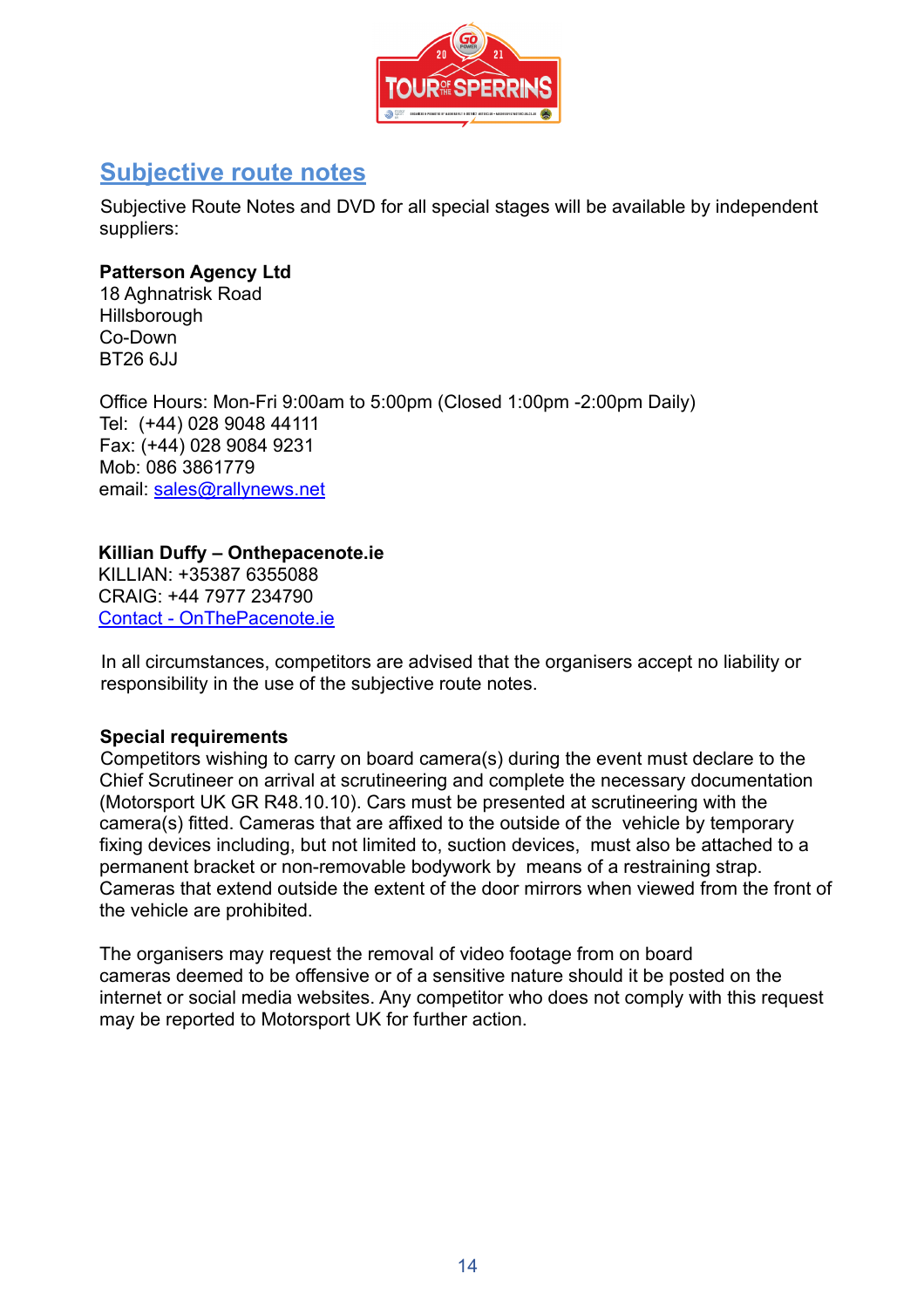## Subjective route notes

Subjective Route Notes and DVD for all special stages will be available by independent suppliers:

**Patterson Agency Ltd**
18 Aghnatrisk Road
Hillsborough
Co-Down
BT26 6JJ

Office Hours: Mon-Fri 9:00am to 5:00pm (Closed 1:00pm -2:00pm Daily)
Tel: (+44) 028 9048 44111
Fax: (+44) 028 9084 9231
Mob: 086 3861779
email: sales@rallynews.net

**Killian Duffy – Onthepacenote.ie**
KILLIAN: +35387 6355088
CRAIG: +44 7977 234790
Contact - OnThePacenote.ie

In all circumstances, competitors are advised that the organisers accept no liability or responsibility in the use of the subjective route notes.

**Special requirements**
Competitors wishing to carry on board camera(s) during the event must declare to the Chief Scrutineer on arrival at scrutineering and complete the necessary documentation (Motorsport UK GR R48.10.10). Cars must be presented at scrutineering with the camera(s) fitted. Cameras that are affixed to the outside of the vehicle by temporary fixing devices including, but not limited to, suction devices, must also be attached to a permanent bracket or non-removable bodywork by means of a restraining strap. Cameras that extend outside the extent of the door mirrors when viewed from the front of the vehicle are prohibited.

The organisers may request the removal of video footage from on board cameras deemed to be offensive or of a sensitive nature should it be posted on the internet or social media websites. Any competitor who does not comply with this request may be reported to Motorsport UK for further action.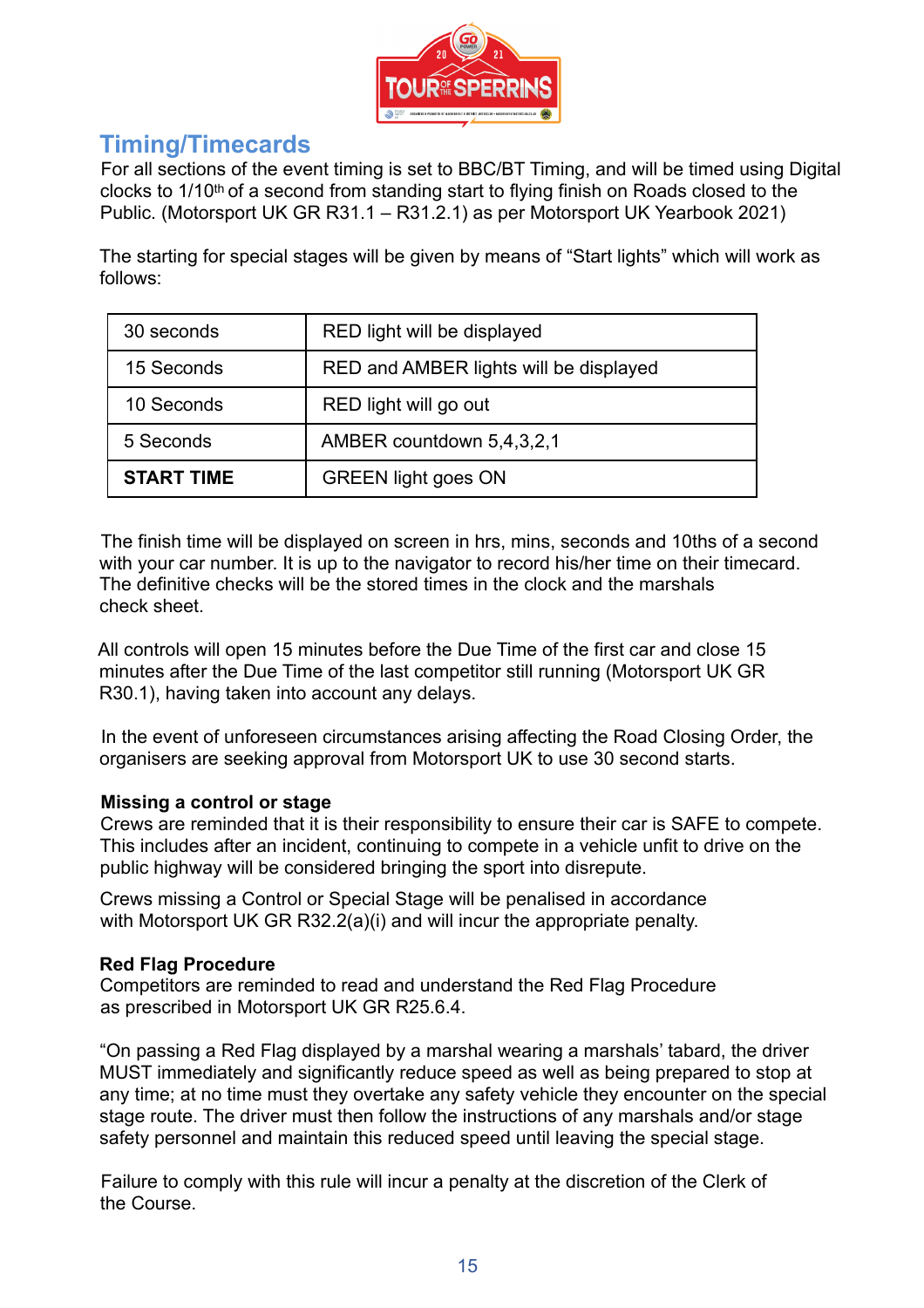## Timing/Timecards

For all sections of the event timing is set to BBC/BT Timing, and will be timed using Digital clocks to 1/10th of a second from standing start to flying finish on Roads closed to the Public. (Motorsport UK GR R31.1 – R31.2.1) as per Motorsport UK Yearbook 2021)

The starting for special stages will be given by means of "Start lights" which will work as follows:

| | |
|---|---|
| 30 seconds | RED light will be displayed |
| 15 Seconds | RED and AMBER lights will be displayed |
| 10 Seconds | RED light will go out |
| 5 Seconds | AMBER countdown 5,4,3,2,1 |
| **START TIME** | GREEN light goes ON |

The finish time will be displayed on screen in hrs, mins, seconds and 10ths of a second with your car number. It is up to the navigator to record his/her time on their timecard. The definitive checks will be the stored times in the clock and the marshals check sheet.

All controls will open 15 minutes before the Due Time of the first car and close 15 minutes after the Due Time of the last competitor still running (Motorsport UK GR R30.1), having taken into account any delays.

In the event of unforeseen circumstances arising affecting the Road Closing Order, the organisers are seeking approval from Motorsport UK to use 30 second starts.

### Missing a control or stage

Crews are reminded that it is their responsibility to ensure their car is SAFE to compete. This includes after an incident, continuing to compete in a vehicle unfit to drive on the public highway will be considered bringing the sport into disrepute.

Crews missing a Control or Special Stage will be penalised in accordance with Motorsport UK GR R32.2(a)(i) and will incur the appropriate penalty.

### Red Flag Procedure

Competitors are reminded to read and understand the Red Flag Procedure as prescribed in Motorsport UK GR R25.6.4.

"On passing a Red Flag displayed by a marshal wearing a marshals' tabard, the driver MUST immediately and significantly reduce speed as well as being prepared to stop at any time; at no time must they overtake any safety vehicle they encounter on the special stage route. The driver must then follow the instructions of any marshals and/or stage safety personnel and maintain this reduced speed until leaving the special stage.

Failure to comply with this rule will incur a penalty at the discretion of the Clerk of the Course.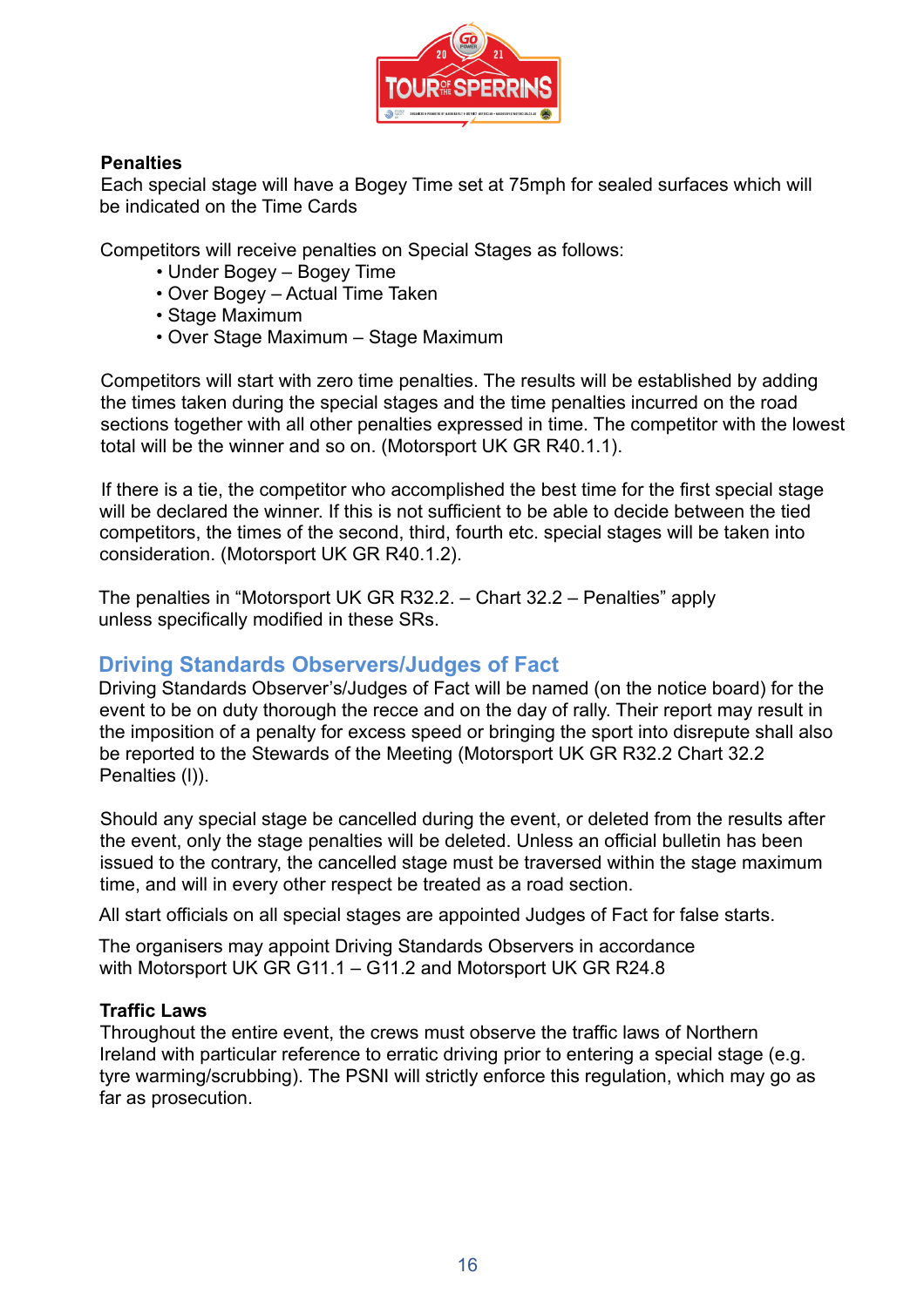**Penalties**

Each special stage will have a Bogey Time set at 75mph for sealed surfaces which will be indicated on the Time Cards

Competitors will receive penalties on Special Stages as follows:

- Under Bogey – Bogey Time
- Over Bogey – Actual Time Taken
- Stage Maximum
- Over Stage Maximum – Stage Maximum

Competitors will start with zero time penalties. The results will be established by adding the times taken during the special stages and the time penalties incurred on the road sections together with all other penalties expressed in time. The competitor with the lowest total will be the winner and so on. (Motorsport UK GR R40.1.1).

If there is a tie, the competitor who accomplished the best time for the first special stage will be declared the winner. If this is not sufficient to be able to decide between the tied competitors, the times of the second, third, fourth etc. special stages will be taken into consideration. (Motorsport UK GR R40.1.2).

The penalties in "Motorsport UK GR R32.2. – Chart 32.2 – Penalties" apply unless specifically modified in these SRs.

## Driving Standards Observers/Judges of Fact

Driving Standards Observer's/Judges of Fact will be named (on the notice board) for the event to be on duty thorough the recce and on the day of rally. Their report may result in the imposition of a penalty for excess speed or bringing the sport into disrepute shall also be reported to the Stewards of the Meeting (Motorsport UK GR R32.2 Chart 32.2 Penalties (l)).

Should any special stage be cancelled during the event, or deleted from the results after the event, only the stage penalties will be deleted. Unless an official bulletin has been issued to the contrary, the cancelled stage must be traversed within the stage maximum time, and will in every other respect be treated as a road section.

All start officials on all special stages are appointed Judges of Fact for false starts.

The organisers may appoint Driving Standards Observers in accordance with Motorsport UK GR G11.1 – G11.2 and Motorsport UK GR R24.8

**Traffic Laws**

Throughout the entire event, the crews must observe the traffic laws of Northern Ireland with particular reference to erratic driving prior to entering a special stage (e.g. tyre warming/scrubbing). The PSNI will strictly enforce this regulation, which may go as far as prosecution.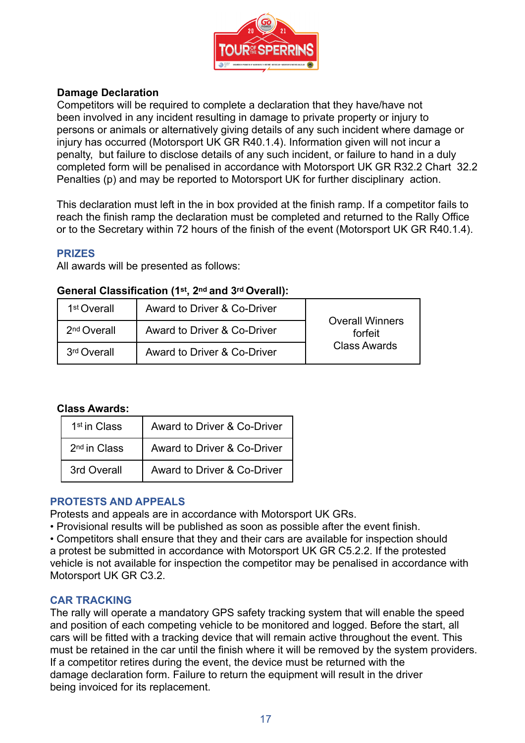**Damage Declaration**

Competitors will be required to complete a declaration that they have/have not been involved in any incident resulting in damage to private property or injury to persons or animals or alternatively giving details of any such incident where damage or injury has occurred (Motorsport UK GR R40.1.4). Information given will not incur a penalty, but failure to disclose details of any such incident, or failure to hand in a duly completed form will be penalised in accordance with Motorsport UK GR R32.2 Chart 32.2 Penalties (p) and may be reported to Motorsport UK for further disciplinary action.

This declaration must left in the in box provided at the finish ramp. If a competitor fails to reach the finish ramp the declaration must be completed and returned to the Rally Office or to the Secretary within 72 hours of the finish of the event (Motorsport UK GR R40.1.4).

## PRIZES

All awards will be presented as follows:

**General Classification (1st, 2nd and 3rd Overall):**

| | | |
|---|---|---|
| 1st Overall | Award to Driver & Co-Driver | Overall Winners forfeit Class Awards |
| 2nd Overall | Award to Driver & Co-Driver | |
| 3rd Overall | Award to Driver & Co-Driver | |

**Class Awards:**

| | |
|---|---|
| 1st in Class | Award to Driver & Co-Driver |
| 2nd in Class | Award to Driver & Co-Driver |
| 3rd Overall | Award to Driver & Co-Driver |

## PROTESTS AND APPEALS

Protests and appeals are in accordance with Motorsport UK GRs.

- Provisional results will be published as soon as possible after the event finish.
- Competitors shall ensure that they and their cars are available for inspection should a protest be submitted in accordance with Motorsport UK GR C5.2.2. If the protested vehicle is not available for inspection the competitor may be penalised in accordance with Motorsport UK GR C3.2.

## CAR TRACKING

The rally will operate a mandatory GPS safety tracking system that will enable the speed and position of each competing vehicle to be monitored and logged. Before the start, all cars will be fitted with a tracking device that will remain active throughout the event. This must be retained in the car until the finish where it will be removed by the system providers. If a competitor retires during the event, the device must be returned with the damage declaration form. Failure to return the equipment will result in the driver being invoiced for its replacement.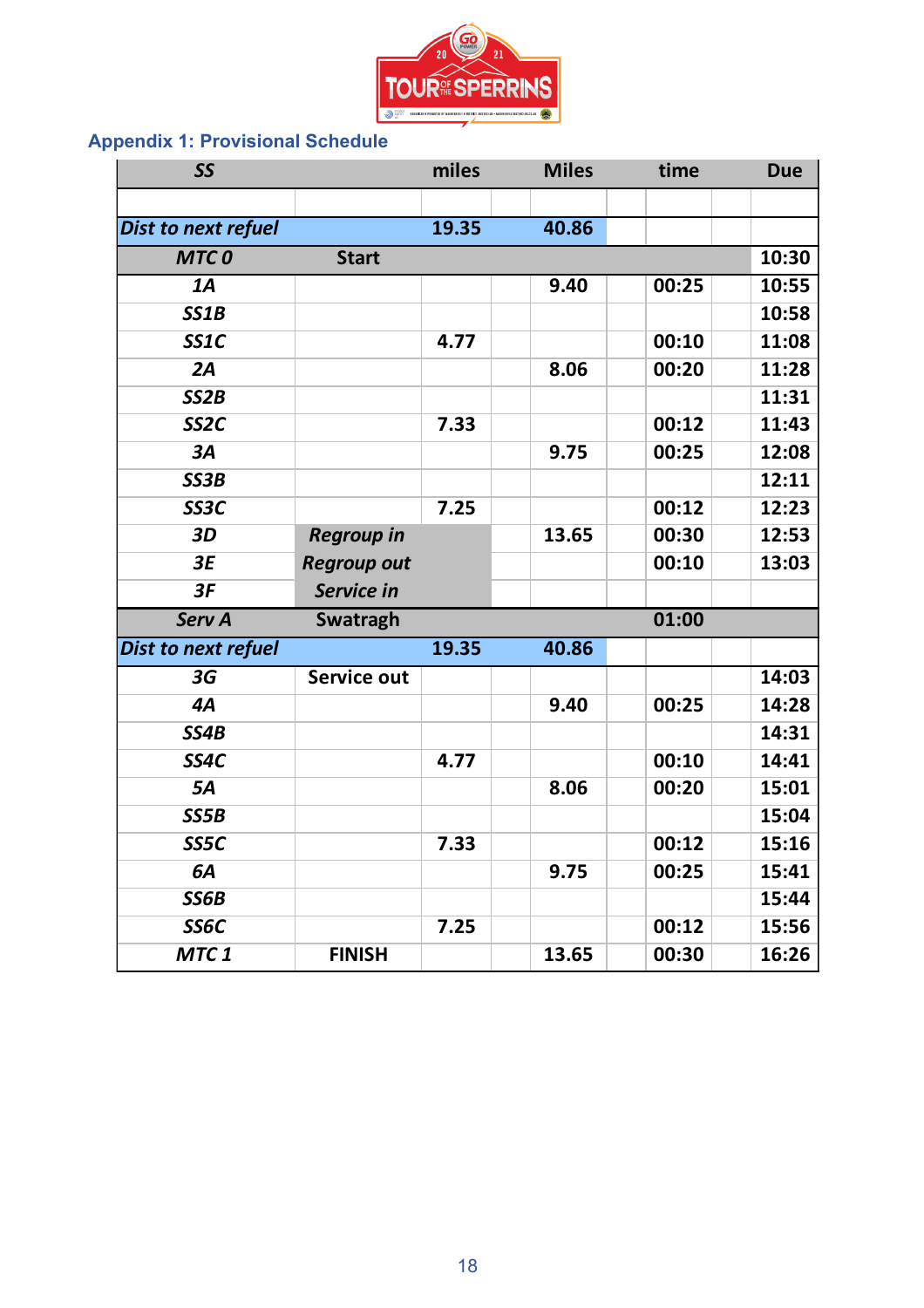## Appendix 1: Provisional Schedule

| SS | | miles | Miles | time | Due |
|---|---|---|---|---|---|
| | | | | | |
| *Dist to next refuel* | | 19.35 | 40.86 | | |
| *MTC 0* | Start | | | | 10:30 |
| *1A* | | | 9.40 | 00:25 | 10:55 |
| *SS1B* | | | | | 10:58 |
| *SS1C* | | 4.77 | | 00:10 | 11:08 |
| *2A* | | | 8.06 | 00:20 | 11:28 |
| *SS2B* | | | | | 11:31 |
| *SS2C* | | 7.33 | | 00:12 | 11:43 |
| *3A* | | | 9.75 | 00:25 | 12:08 |
| *SS3B* | | | | | 12:11 |
| *SS3C* | | 7.25 | | 00:12 | 12:23 |
| *3D* | *Regroup in* | | 13.65 | 00:30 | 12:53 |
| *3E* | *Regroup out* | | | 00:10 | 13:03 |
| *3F* | *Service in* | | | | |
| *Serv A* | Swatragh | | | 01:00 | |
| *Dist to next refuel* | | 19.35 | 40.86 | | |
| *3G* | Service out | | | | 14:03 |
| *4A* | | | 9.40 | 00:25 | 14:28 |
| *SS4B* | | | | | 14:31 |
| *SS4C* | | 4.77 | | 00:10 | 14:41 |
| *5A* | | | 8.06 | 00:20 | 15:01 |
| *SS5B* | | | | | 15:04 |
| *SS5C* | | 7.33 | | 00:12 | 15:16 |
| *6A* | | | 9.75 | 00:25 | 15:41 |
| *SS6B* | | | | | 15:44 |
| *SS6C* | | 7.25 | | 00:12 | 15:56 |
| *MTC 1* | FINISH | | 13.65 | 00:30 | 16:26 |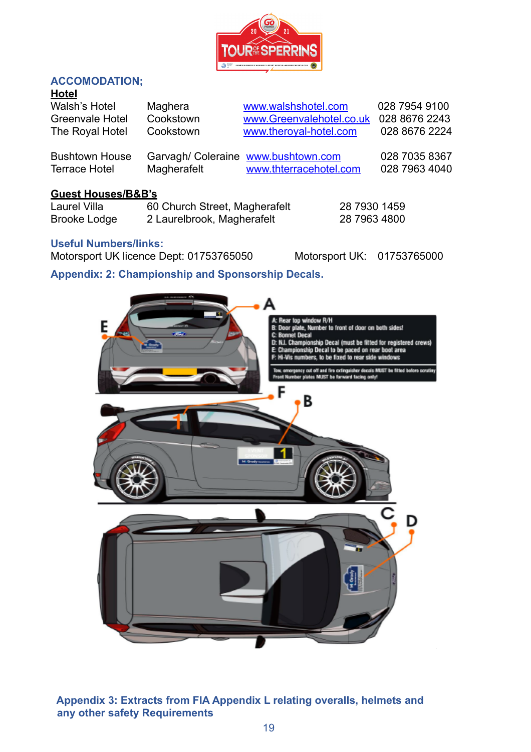## ACCOMODATION;

**Hotel**

| | | | |
|---|---|---|---|
| Walsh's Hotel | Maghera | www.walshshotel.com | 028 7954 9100 |
| Greenvale Hotel | Cookstown | www.Greenvalehotel.co.uk | 028 8676 2243 |
| The Royal Hotel | Cookstown | www.theroyal-hotel.com | 028 8676 2224 |
| Bushtown House | Garvagh/ Coleraine | www.bushtown.com | 028 7035 8367 |
| Terrace Hotel | Magherafelt | www.thterracehotel.com | 028 7963 4040 |

**Guest Houses/B&B's**

| | | |
|---|---|---|
| Laurel Villa | 60 Church Street, Magherafelt | 28 7930 1459 |
| Brooke Lodge | 2 Laurelbrook, Magherafelt | 28 7963 4800 |

## Useful Numbers/links:

Motorsport UK licence Dept: 01753765050     Motorsport UK: 01753765000

## Appendix: 2: Championship and Sponsorship Decals.

A: Rear top window R/H
B: Door plate, Number to front of door on both sides!
C: Bonnet Decal
D: N.I. Championship Decal (must be fitted for registered crews)
E: Championship Decal to be paced on rear boot area
F: Hi-Vis numbers, to be fixed to rear side windows

Tow, emergency cut off and fire extinguisher decals MUST be fitted before scrutiny
Front Number plates MUST be forward facing only!

## Appendix 3: Extracts from FIA Appendix L relating overalls, helmets and any other safety Requirements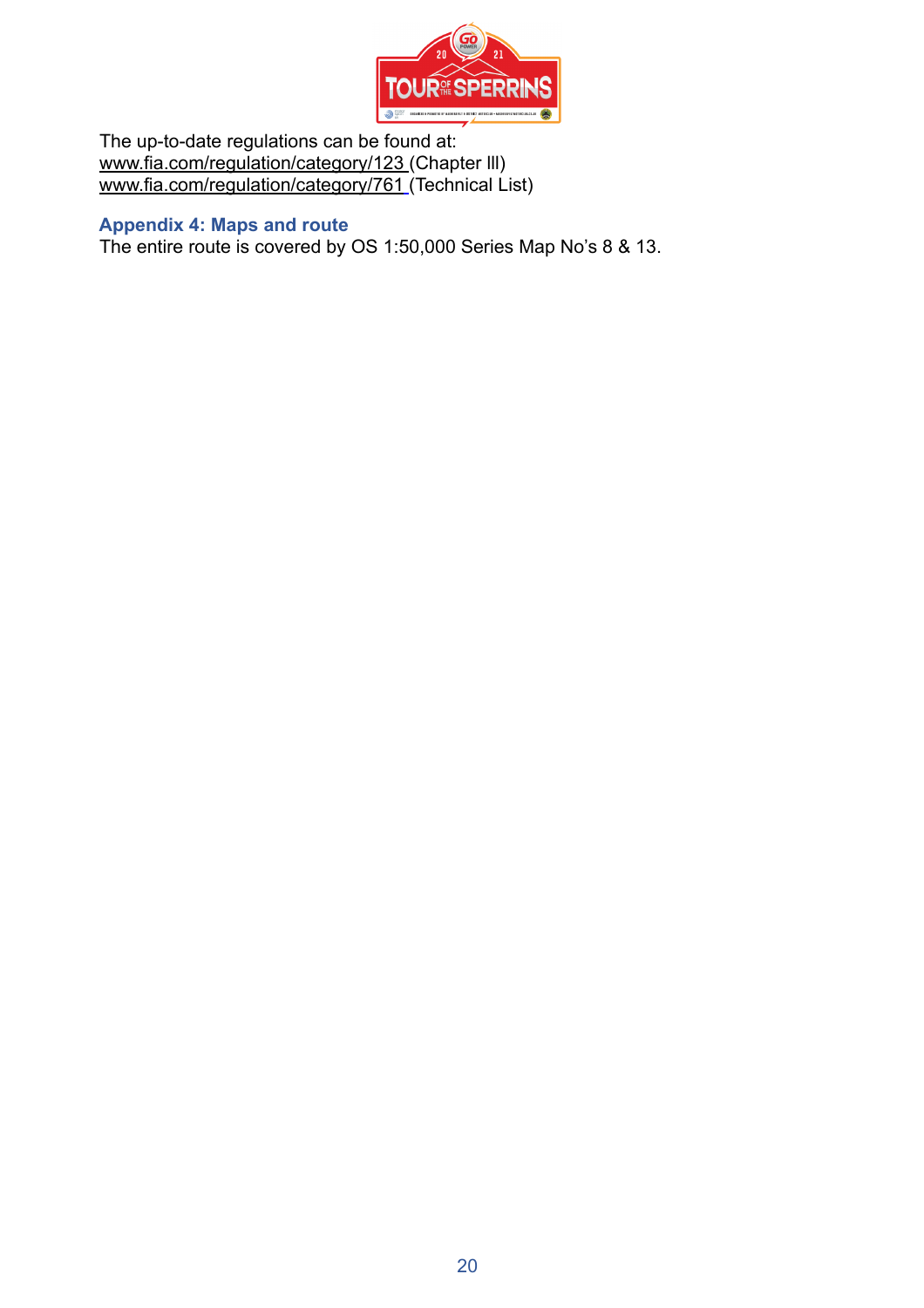The up-to-date regulations can be found at:
www.fia.com/regulation/category/123 (Chapter lll)
www.fia.com/regulation/category/761 (Technical List)

## Appendix 4: Maps and route

The entire route is covered by OS 1:50,000 Series Map No's 8 & 13.